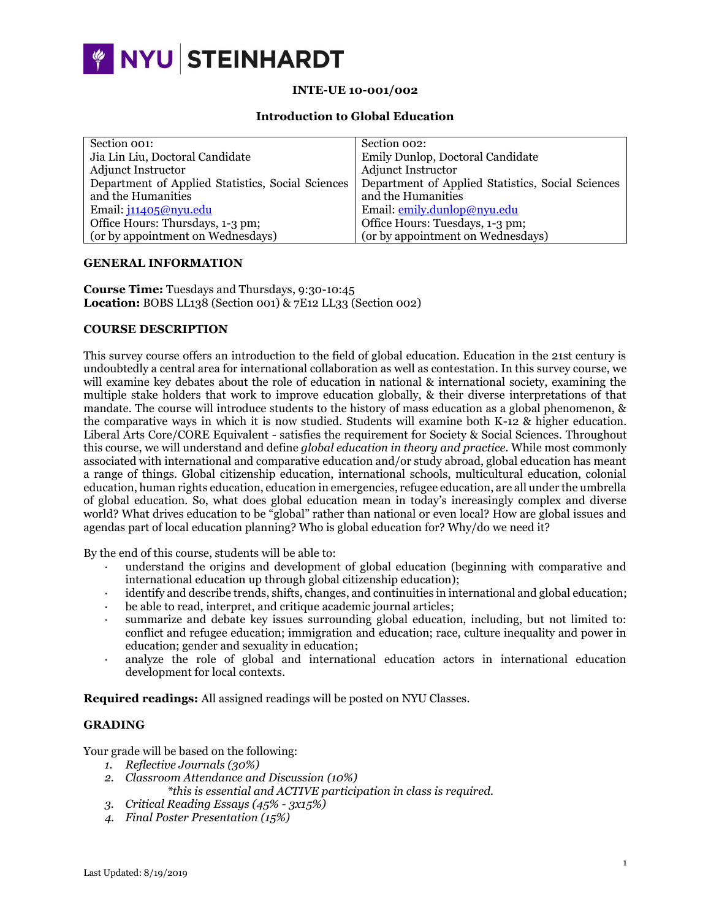NYU STEINHARDT

**INTE-UE 10-001/002**

**Introduction to Global Education**

| Section 001: | Section 002: |
| --- | --- |
| Jia Lin Liu, Doctoral Candidate | Emily Dunlop, Doctoral Candidate |
| Adjunct Instructor | Adjunct Instructor |
| Department of Applied Statistics, Social Sciences and the Humanities | Department of Applied Statistics, Social Sciences and the Humanities |
| Email: jl1405@nyu.edu | Email: emily.dunlop@nyu.edu |
| Office Hours: Thursdays, 1-3 pm; | Office Hours: Tuesdays, 1-3 pm; |
| (or by appointment on Wednesdays) | (or by appointment on Wednesdays) |

## GENERAL INFORMATION

**Course Time:** Tuesdays and Thursdays, 9:30-10:45
**Location:** BOBS LL138 (Section 001) & 7E12 LL33 (Section 002)

## COURSE DESCRIPTION

This survey course offers an introduction to the field of global education. Education in the 21st century is undoubtedly a central area for international collaboration as well as contestation. In this survey course, we will examine key debates about the role of education in national & international society, examining the multiple stake holders that work to improve education globally, & their diverse interpretations of that mandate. The course will introduce students to the history of mass education as a global phenomenon, & the comparative ways in which it is now studied. Students will examine both K-12 & higher education. Liberal Arts Core/CORE Equivalent - satisfies the requirement for Society & Social Sciences. Throughout this course, we will understand and define *global education in theory and practice*. While most commonly associated with international and comparative education and/or study abroad, global education has meant a range of things. Global citizenship education, international schools, multicultural education, colonial education, human rights education, education in emergencies, refugee education, are all under the umbrella of global education. So, what does global education mean in today's increasingly complex and diverse world? What drives education to be "global" rather than national or even local? How are global issues and agendas part of local education planning? Who is global education for? Why/do we need it?

By the end of this course, students will be able to:

- understand the origins and development of global education (beginning with comparative and international education up through global citizenship education);
- identify and describe trends, shifts, changes, and continuities in international and global education;
- be able to read, interpret, and critique academic journal articles;
- summarize and debate key issues surrounding global education, including, but not limited to: conflict and refugee education; immigration and education; race, culture inequality and power in education; gender and sexuality in education;
- analyze the role of global and international education actors in international education development for local contexts.

**Required readings:** All assigned readings will be posted on NYU Classes.

## GRADING

Your grade will be based on the following:

1. *Reflective Journals (30%)*
2. *Classroom Attendance and Discussion (10%)*
   *\*this is essential and ACTIVE participation in class is required.*
3. *Critical Reading Essays (45% - 3x15%)*
4. *Final Poster Presentation (15%)*

Last Updated: 8/19/2019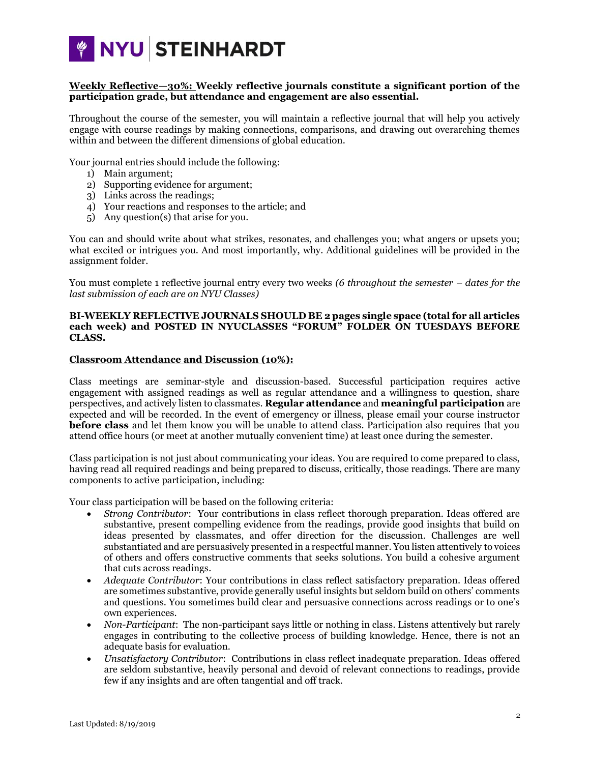**Weekly Reflective—30%: Weekly reflective journals constitute a significant portion of the participation grade, but attendance and engagement are also essential.**

Throughout the course of the semester, you will maintain a reflective journal that will help you actively engage with course readings by making connections, comparisons, and drawing out overarching themes within and between the different dimensions of global education.

Your journal entries should include the following:

1) Main argument;
2) Supporting evidence for argument;
3) Links across the readings;
4) Your reactions and responses to the article; and
5) Any question(s) that arise for you.

You can and should write about what strikes, resonates, and challenges you; what angers or upsets you; what excited or intrigues you. And most importantly, why. Additional guidelines will be provided in the assignment folder.

You must complete 1 reflective journal entry every two weeks *(6 throughout the semester – dates for the last submission of each are on NYU Classes)*

**BI-WEEKLY REFLECTIVE JOURNALS SHOULD BE 2 pages single space (total for all articles each week) and POSTED IN NYUCLASSES "FORUM" FOLDER ON TUESDAYS BEFORE CLASS.**

**Classroom Attendance and Discussion (10%):**

Class meetings are seminar-style and discussion-based. Successful participation requires active engagement with assigned readings as well as regular attendance and a willingness to question, share perspectives, and actively listen to classmates. **Regular attendance** and **meaningful participation** are expected and will be recorded. In the event of emergency or illness, please email your course instructor **before class** and let them know you will be unable to attend class. Participation also requires that you attend office hours (or meet at another mutually convenient time) at least once during the semester.

Class participation is not just about communicating your ideas. You are required to come prepared to class, having read all required readings and being prepared to discuss, critically, those readings. There are many components to active participation, including:

Your class participation will be based on the following criteria:

- *Strong Contributor*: Your contributions in class reflect thorough preparation. Ideas offered are substantive, present compelling evidence from the readings, provide good insights that build on ideas presented by classmates, and offer direction for the discussion. Challenges are well substantiated and are persuasively presented in a respectful manner. You listen attentively to voices of others and offers constructive comments that seeks solutions. You build a cohesive argument that cuts across readings.
- *Adequate Contributor*: Your contributions in class reflect satisfactory preparation. Ideas offered are sometimes substantive, provide generally useful insights but seldom build on others' comments and questions. You sometimes build clear and persuasive connections across readings or to one's own experiences.
- *Non-Participant*: The non-participant says little or nothing in class. Listens attentively but rarely engages in contributing to the collective process of building knowledge. Hence, there is not an adequate basis for evaluation.
- *Unsatisfactory Contributor*: Contributions in class reflect inadequate preparation. Ideas offered are seldom substantive, heavily personal and devoid of relevant connections to readings, provide few if any insights and are often tangential and off track.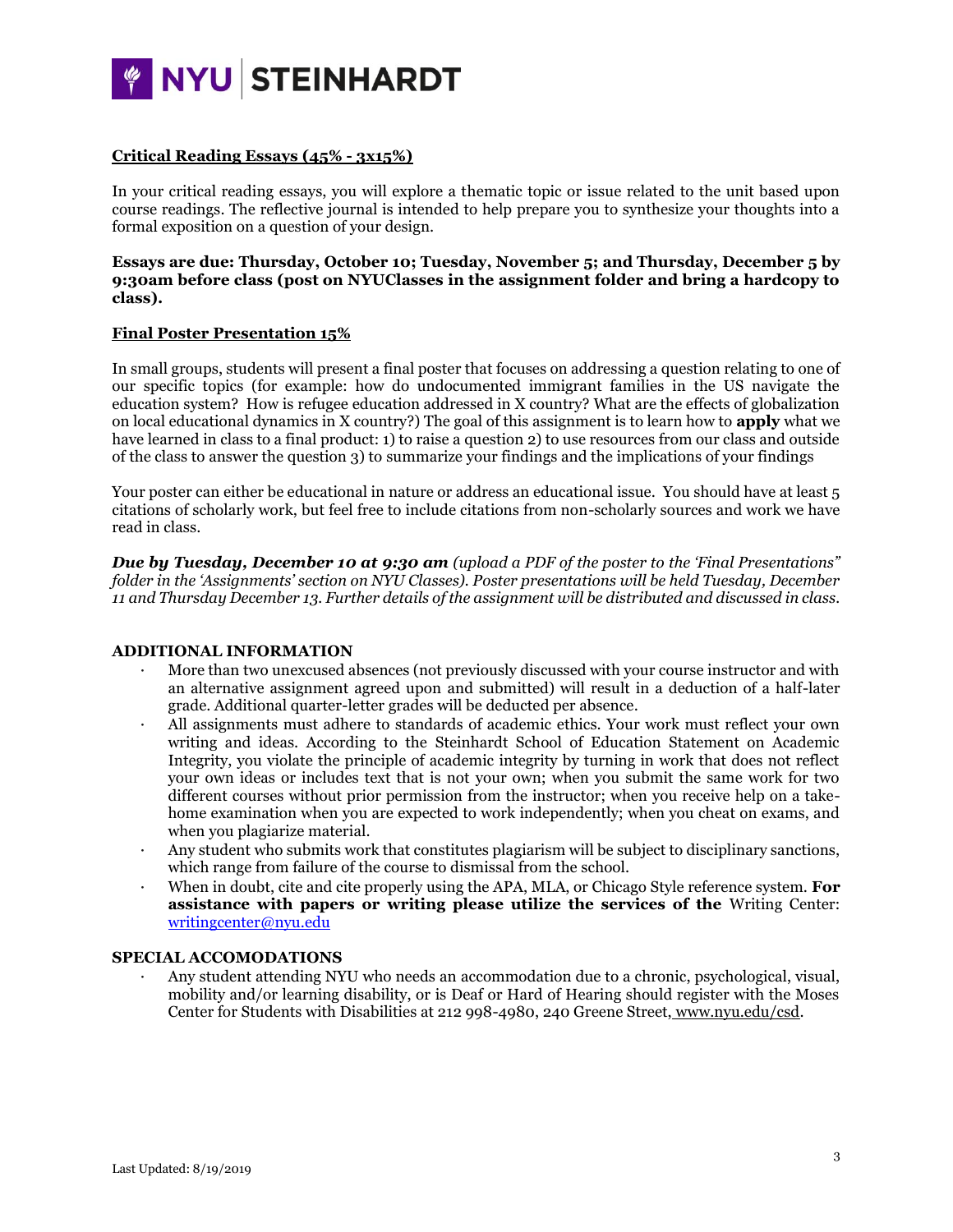**Critical Reading Essays (45% - 3x15%)**

In your critical reading essays, you will explore a thematic topic or issue related to the unit based upon course readings. The reflective journal is intended to help prepare you to synthesize your thoughts into a formal exposition on a question of your design.

**Essays are due: Thursday, October 10; Tuesday, November 5; and Thursday, December 5 by 9:30am before class (post on NYUClasses in the assignment folder and bring a hardcopy to class).**

**Final Poster Presentation 15%**

In small groups, students will present a final poster that focuses on addressing a question relating to one of our specific topics (for example: how do undocumented immigrant families in the US navigate the education system? How is refugee education addressed in X country? What are the effects of globalization on local educational dynamics in X country?) The goal of this assignment is to learn how to **apply** what we have learned in class to a final product: 1) to raise a question 2) to use resources from our class and outside of the class to answer the question 3) to summarize your findings and the implications of your findings

Your poster can either be educational in nature or address an educational issue. You should have at least 5 citations of scholarly work, but feel free to include citations from non-scholarly sources and work we have read in class.

***Due by Tuesday, December 10 at 9:30 am*** *(upload a PDF of the poster to the 'Final Presentations" folder in the 'Assignments' section on NYU Classes). Poster presentations will be held Tuesday, December 11 and Thursday December 13. Further details of the assignment will be distributed and discussed in class.*

**ADDITIONAL INFORMATION**

- More than two unexcused absences (not previously discussed with your course instructor and with an alternative assignment agreed upon and submitted) will result in a deduction of a half-later grade. Additional quarter-letter grades will be deducted per absence.
- All assignments must adhere to standards of academic ethics. Your work must reflect your own writing and ideas. According to the Steinhardt School of Education Statement on Academic Integrity, you violate the principle of academic integrity by turning in work that does not reflect your own ideas or includes text that is not your own; when you submit the same work for two different courses without prior permission from the instructor; when you receive help on a take-home examination when you are expected to work independently; when you cheat on exams, and when you plagiarize material.
- Any student who submits work that constitutes plagiarism will be subject to disciplinary sanctions, which range from failure of the course to dismissal from the school.
- When in doubt, cite and cite properly using the APA, MLA, or Chicago Style reference system. **For assistance with papers or writing please utilize the services of the** Writing Center: writingcenter@nyu.edu

**SPECIAL ACCOMODATIONS**

- Any student attending NYU who needs an accommodation due to a chronic, psychological, visual, mobility and/or learning disability, or is Deaf or Hard of Hearing should register with the Moses Center for Students with Disabilities at 212 998-4980, 240 Greene Street, www.nyu.edu/csd.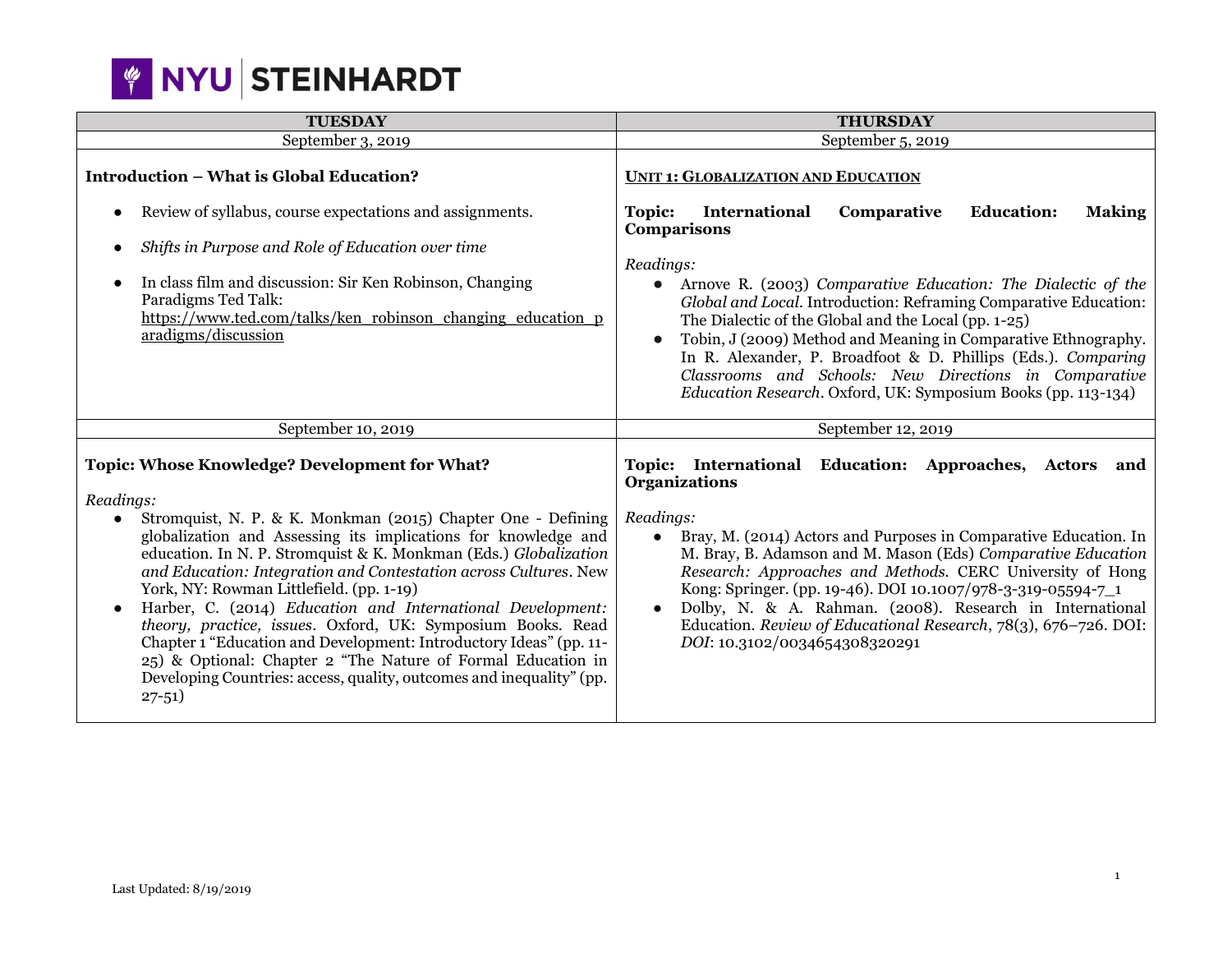NYU STEINHARDT

| TUESDAY | THURSDAY |
| --- | --- |
| September 3, 2019 | September 5, 2019 |
| **Introduction – What is Global Education?**<br><br>● Review of syllabus, course expectations and assignments.<br>● *Shifts in Purpose and Role of Education over time*<br>● In class film and discussion: Sir Ken Robinson, Changing Paradigms Ted Talk: https://www.ted.com/talks/ken_robinson_changing_education_paradigms/discussion | **UNIT 1: GLOBALIZATION AND EDUCATION**<br><br>**Topic: International Comparative Education: Making Comparisons**<br><br>*Readings:*<br>● Arnove R. (2003) *Comparative Education: The Dialectic of the Global and Local.* Introduction: Reframing Comparative Education: The Dialectic of the Global and the Local (pp. 1-25)<br>● Tobin, J (2009) Method and Meaning in Comparative Ethnography. In R. Alexander, P. Broadfoot & D. Phillips (Eds.). *Comparing Classrooms and Schools: New Directions in Comparative Education Research*. Oxford, UK: Symposium Books (pp. 113-134) |
| September 10, 2019 | September 12, 2019 |
| **Topic: Whose Knowledge? Development for What?**<br><br>*Readings:*<br>● Stromquist, N. P. & K. Monkman (2015) Chapter One - Defining globalization and Assessing its implications for knowledge and education. In N. P. Stromquist & K. Monkman (Eds.) *Globalization and Education: Integration and Contestation across Cultures*. New York, NY: Rowman Littlefield. (pp. 1-19)<br>● Harber, C. (2014) *Education and International Development: theory, practice, issues*. Oxford, UK: Symposium Books. Read Chapter 1 "Education and Development: Introductory Ideas" (pp. 11-25) & Optional: Chapter 2 "The Nature of Formal Education in Developing Countries: access, quality, outcomes and inequality" (pp. 27-51) | **Topic: International Education: Approaches, Actors and Organizations**<br><br>*Readings:*<br>● Bray, M. (2014) Actors and Purposes in Comparative Education. In M. Bray, B. Adamson and M. Mason (Eds) *Comparative Education Research: Approaches and Methods.* CERC University of Hong Kong: Springer. (pp. 19-46). DOI 10.1007/978-3-319-05594-7_1<br>● Dolby, N. & A. Rahman. (2008). Research in International Education. *Review of Educational Research*, 78(3), 676–726. DOI: *DOI*: 10.3102/0034654308320291 |

Last Updated: 8/19/2019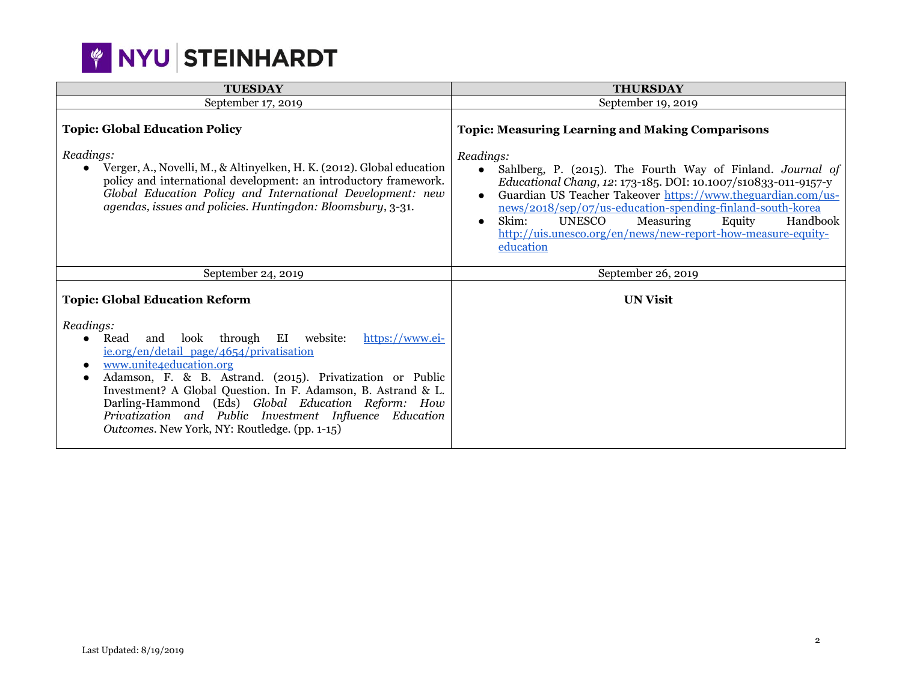| TUESDAY | THURSDAY |
|---|---|
| September 17, 2019 | September 19, 2019 |
| **Topic: Global Education Policy**<br><br>*Readings:*<br>● Verger, A., Novelli, M., & Altinyelken, H. K. (2012). Global education policy and international development: an introductory framework. *Global Education Policy and International Development: new agendas, issues and policies. Huntingdon: Bloomsbury*, 3-31. | **Topic: Measuring Learning and Making Comparisons**<br><br>*Readings:*<br>● Sahlberg, P. (2015). The Fourth Way of Finland. *Journal of Educational Chang, 12*: 173-185. DOI: 10.1007/s10833-011-9157-y<br>● Guardian US Teacher Takeover https://www.theguardian.com/us-news/2018/sep/07/us-education-spending-finland-south-korea<br>● Skim: UNESCO Measuring Equity Handbook http://uis.unesco.org/en/news/new-report-how-measure-equity-education |
| September 24, 2019 | September 26, 2019 |
| **Topic: Global Education Reform**<br><br>*Readings:*<br>● Read and look through EI website: https://www.ei-ie.org/en/detail_page/4654/privatisation<br>● www.unite4education.org<br>● Adamson, F. & B. Astrand. (2015). Privatization or Public Investment? A Global Question. In F. Adamson, B. Astrand & L. Darling-Hammond (Eds) *Global Education Reform: How Privatization and Public Investment Influence Education Outcomes*. New York, NY: Routledge. (pp. 1-15) | **UN Visit** |

Last Updated: 8/19/2019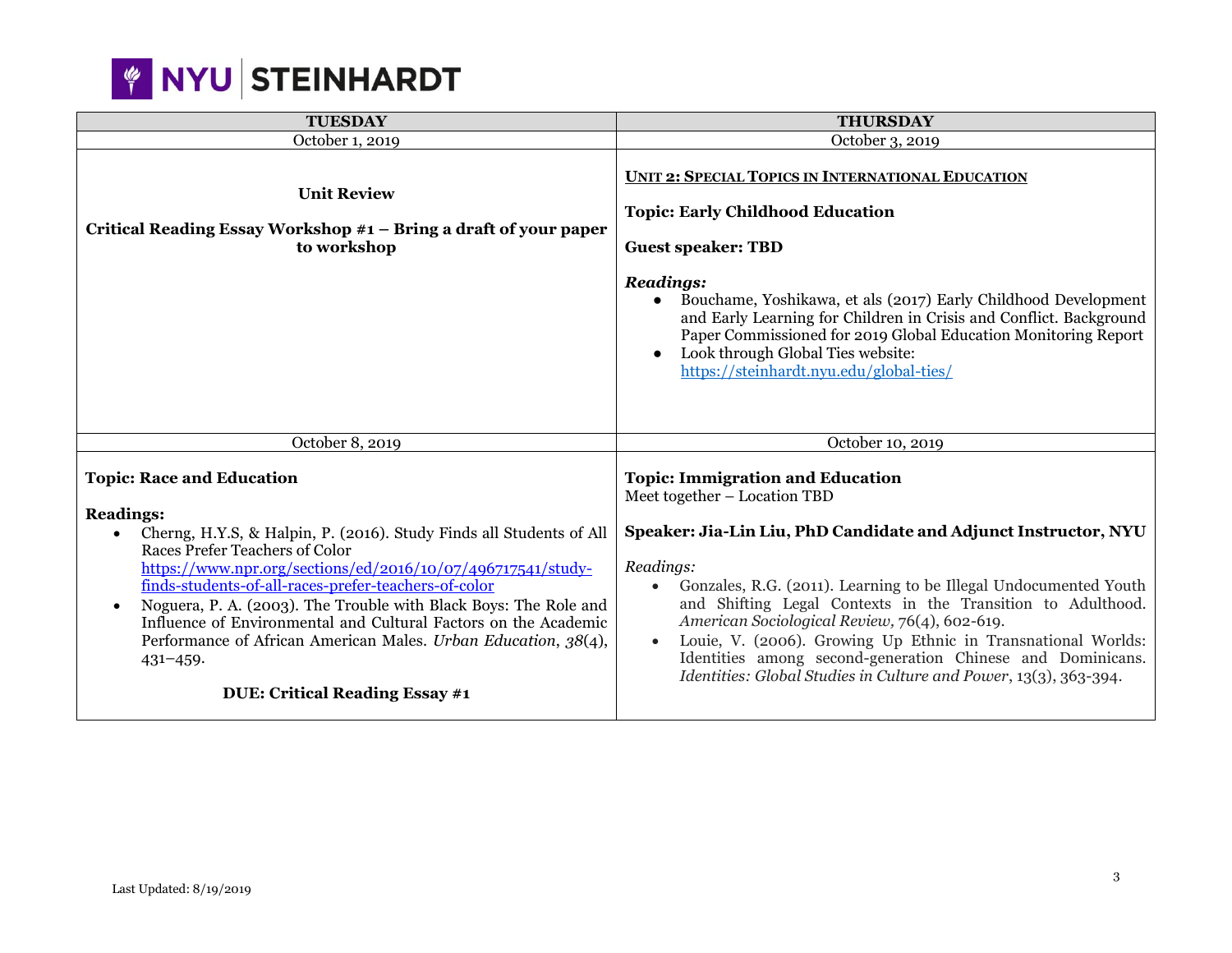| TUESDAY | THURSDAY |
|---|---|
| October 1, 2019 | October 3, 2019 |
| **Unit Review**<br><br>**Critical Reading Essay Workshop #1 – Bring a draft of your paper to workshop** | **UNIT 2: SPECIAL TOPICS IN INTERNATIONAL EDUCATION**<br><br>**Topic: Early Childhood Education**<br><br>**Guest speaker: TBD**<br><br>***Readings:***<br>● Bouchame, Yoshikawa, et als (2017) Early Childhood Development and Early Learning for Children in Crisis and Conflict. Background Paper Commissioned for 2019 Global Education Monitoring Report<br>● Look through Global Ties website: https://steinhardt.nyu.edu/global-ties/ |
| October 8, 2019 | October 10, 2019 |
| **Topic: Race and Education**<br><br>**Readings:**<br>• Cherng, H.Y.S, & Halpin, P. (2016). Study Finds all Students of All Races Prefer Teachers of Color https://www.npr.org/sections/ed/2016/10/07/496717541/study-finds-students-of-all-races-prefer-teachers-of-color<br>• Noguera, P. A. (2003). The Trouble with Black Boys: The Role and Influence of Environmental and Cultural Factors on the Academic Performance of African American Males. *Urban Education*, *38*(4), 431–459.<br><br>**DUE: Critical Reading Essay #1** | **Topic: Immigration and Education**<br>Meet together – Location TBD<br><br>**Speaker: Jia-Lin Liu, PhD Candidate and Adjunct Instructor, NYU**<br><br>*Readings:*<br>• Gonzales, R.G. (2011). Learning to be Illegal Undocumented Youth and Shifting Legal Contexts in the Transition to Adulthood. *American Sociological Review,* 76(4), 602-619.<br>• Louie, V. (2006). Growing Up Ethnic in Transnational Worlds: Identities among second-generation Chinese and Dominicans. *Identities: Global Studies in Culture and Power*, 13(3), 363-394. |

Last Updated: 8/19/2019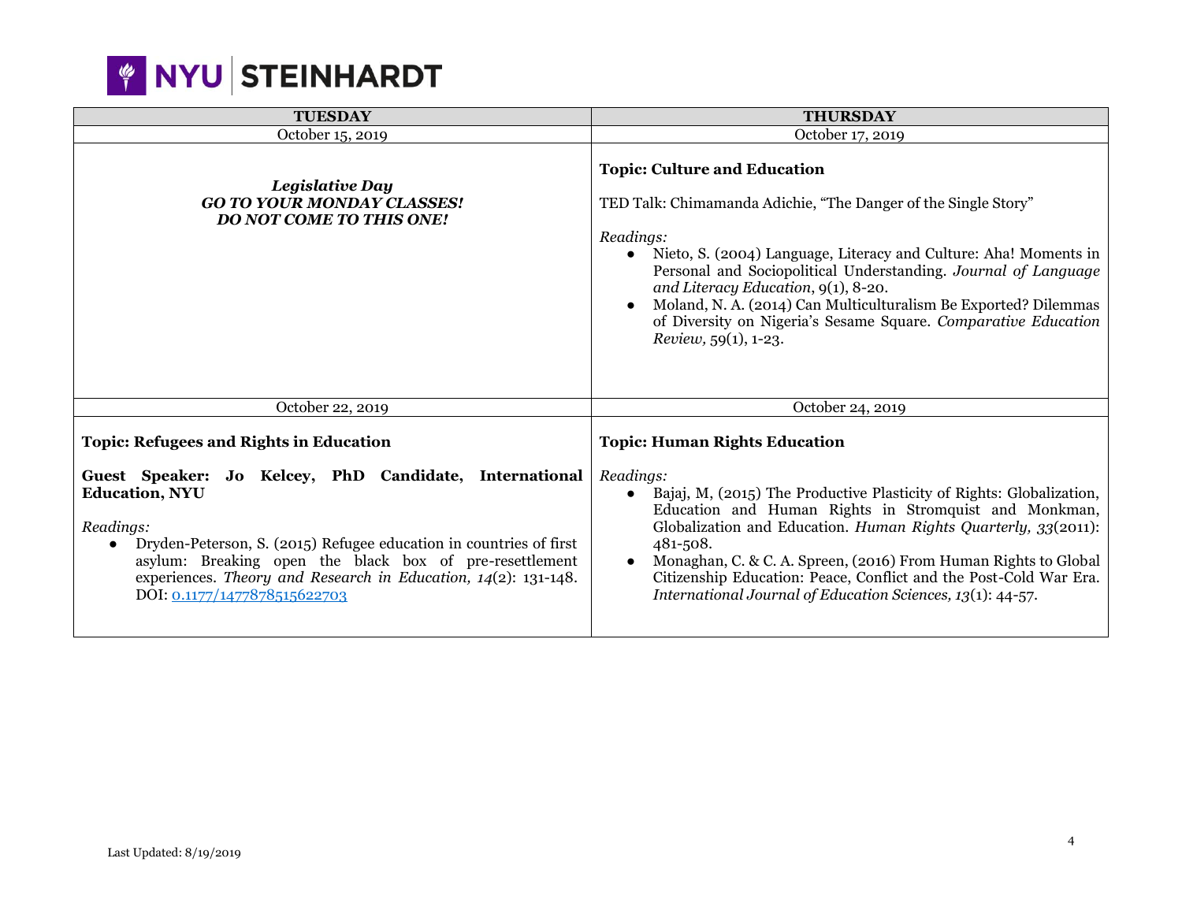| TUESDAY | THURSDAY |
|---|---|
| October 15, 2019 | October 17, 2019 |
| ***Legislative Day*** <br> ***GO TO YOUR MONDAY CLASSES!*** <br> ***DO NOT COME TO THIS ONE!*** | **Topic: Culture and Education** <br><br> TED Talk: Chimamanda Adichie, "The Danger of the Single Story" <br><br> *Readings:* <br> ● Nieto, S. (2004) Language, Literacy and Culture: Aha! Moments in Personal and Sociopolitical Understanding. *Journal of Language and Literacy Education*, 9(1), 8-20. <br> ● Moland, N. A. (2014) Can Multiculturalism Be Exported? Dilemmas of Diversity on Nigeria's Sesame Square. *Comparative Education Review,* 59(1), 1-23. |
| October 22, 2019 | October 24, 2019 |
| **Topic: Refugees and Rights in Education** <br><br> **Guest Speaker: Jo Kelcey, PhD Candidate, International Education, NYU** <br><br> *Readings:* <br> ● Dryden-Peterson, S. (2015) Refugee education in countries of first asylum: Breaking open the black box of pre-resettlement experiences. *Theory and Research in Education, 14*(2): 131-148. DOI: 0.1177/1477878515622703 | **Topic: Human Rights Education** <br><br> *Readings:* <br> ● Bajaj, M, (2015) The Productive Plasticity of Rights: Globalization, Education and Human Rights in Stromquist and Monkman, Globalization and Education. *Human Rights Quarterly, 33*(2011): 481-508. <br> ● Monaghan, C. & C. A. Spreen, (2016) From Human Rights to Global Citizenship Education: Peace, Conflict and the Post-Cold War Era. *International Journal of Education Sciences, 13*(1): 44-57. |

Last Updated: 8/19/2019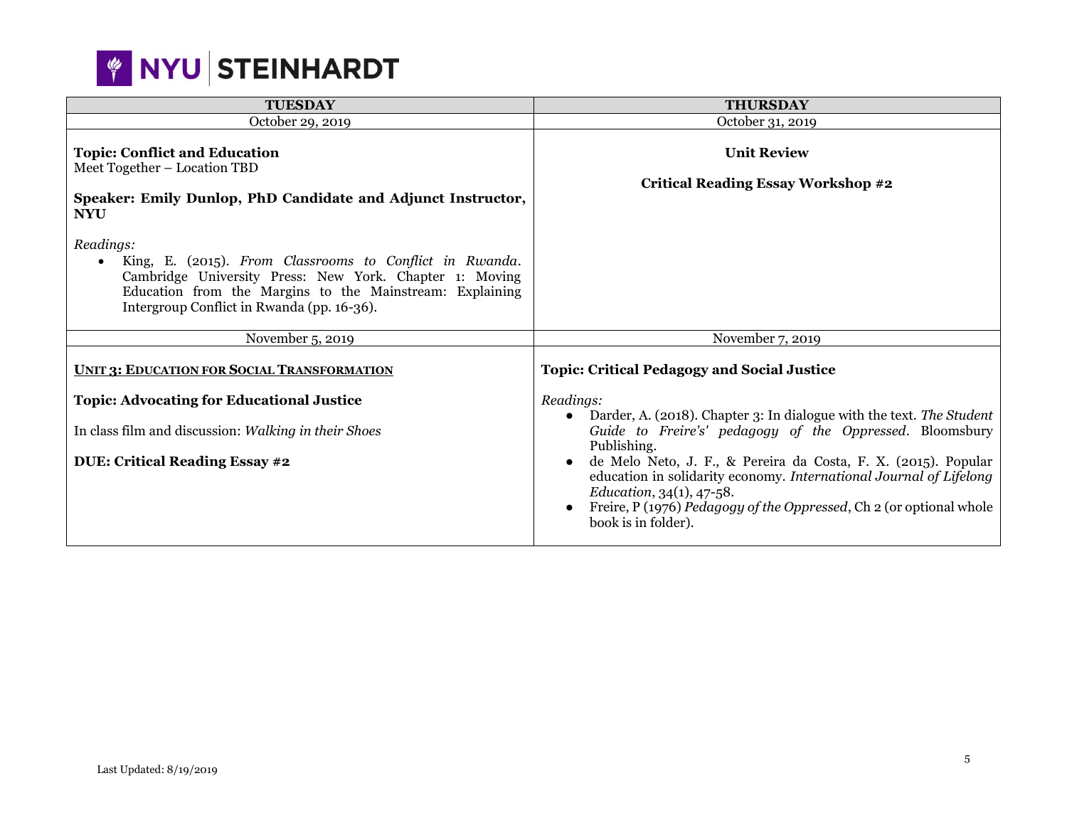| TUESDAY | THURSDAY |
|---|---|
| October 29, 2019 | October 31, 2019 |
| **Topic: Conflict and Education**<br>Meet Together – Location TBD<br><br>**Speaker: Emily Dunlop, PhD Candidate and Adjunct Instructor, NYU**<br><br>*Readings:*<br>• King, E. (2015). *From Classrooms to Conflict in Rwanda*. Cambridge University Press: New York. Chapter 1: Moving Education from the Margins to the Mainstream: Explaining Intergroup Conflict in Rwanda (pp. 16-36). | **Unit Review**<br><br>**Critical Reading Essay Workshop #2** |
| November 5, 2019 | November 7, 2019 |
| **UNIT 3: EDUCATION FOR SOCIAL TRANSFORMATION**<br><br>**Topic: Advocating for Educational Justice**<br><br>In class film and discussion: *Walking in their Shoes*<br><br>**DUE: Critical Reading Essay #2** | **Topic: Critical Pedagogy and Social Justice**<br><br>*Readings:*<br>● Darder, A. (2018). Chapter 3: In dialogue with the text. *The Student Guide to Freire's' pedagogy of the Oppressed*. Bloomsbury Publishing.<br>● de Melo Neto, J. F., & Pereira da Costa, F. X. (2015). Popular education in solidarity economy. *International Journal of Lifelong Education*, 34(1), 47-58.<br>● Freire, P (1976) *Pedagogy of the Oppressed*, Ch 2 (or optional whole book is in folder). |

Last Updated: 8/19/2019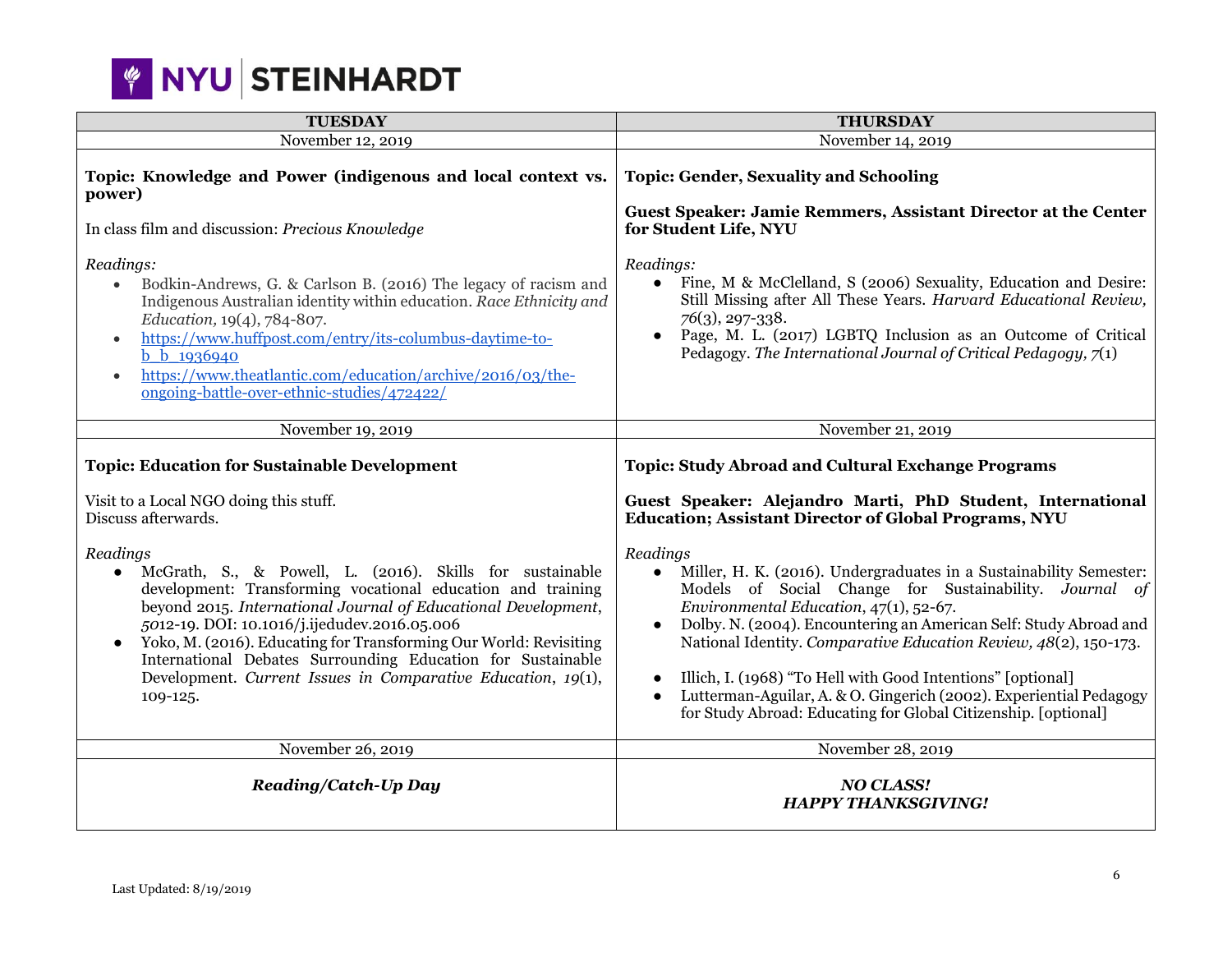| TUESDAY | THURSDAY |
| --- | --- |
| November 12, 2019 | November 14, 2019 |
| **Topic: Knowledge and Power (indigenous and local context vs. power)**<br><br>In class film and discussion: *Precious Knowledge*<br><br>*Readings:*<br>• Bodkin-Andrews, G. & Carlson B. (2016) The legacy of racism and Indigenous Australian identity within education. *Race Ethnicity and Education,* 19(4), 784-807.<br>• https://www.huffpost.com/entry/its-columbus-daytime-to-b_b_1936940<br>• https://www.theatlantic.com/education/archive/2016/03/the-ongoing-battle-over-ethnic-studies/472422/ | **Topic: Gender, Sexuality and Schooling**<br><br>**Guest Speaker: Jamie Remmers, Assistant Director at the Center for Student Life, NYU**<br><br>*Readings:*<br>● Fine, M & McClelland, S (2006) Sexuality, Education and Desire: Still Missing after All These Years. *Harvard Educational Review, 76*(3), 297-338.<br>● Page, M. L. (2017) LGBTQ Inclusion as an Outcome of Critical Pedagogy. *The International Journal of Critical Pedagogy, 7*(1) |
| November 19, 2019 | November 21, 2019 |
| **Topic: Education for Sustainable Development**<br><br>Visit to a Local NGO doing this stuff.<br>Discuss afterwards.<br><br>*Readings*<br>● McGrath, S., & Powell, L. (2016). Skills for sustainable development: Transforming vocational education and training beyond 2015. *International Journal of Educational Development*, *50*12-19. DOI: 10.1016/j.ijedudev.2016.05.006<br>● Yoko, M. (2016). Educating for Transforming Our World: Revisiting International Debates Surrounding Education for Sustainable Development. *Current Issues in Comparative Education*, *19*(1), 109-125. | **Topic: Study Abroad and Cultural Exchange Programs**<br><br>**Guest Speaker: Alejandro Marti, PhD Student, International Education; Assistant Director of Global Programs, NYU**<br><br>*Readings*<br>● Miller, H. K. (2016). Undergraduates in a Sustainability Semester: Models of Social Change for Sustainability. *Journal of Environmental Education*, 47(1), 52-67.<br>● Dolby. N. (2004). Encountering an American Self: Study Abroad and National Identity. *Comparative Education Review, 48*(2), 150-173.<br><br>● Illich, I. (1968) "To Hell with Good Intentions" [optional]<br>● Lutterman-Aguilar, A. & O. Gingerich (2002). Experiential Pedagogy for Study Abroad: Educating for Global Citizenship. [optional] |
| November 26, 2019 | November 28, 2019 |
| ***Reading/Catch-Up Day*** | ***NO CLASS!***<br>***HAPPY THANKSGIVING!*** |

Last Updated: 8/19/2019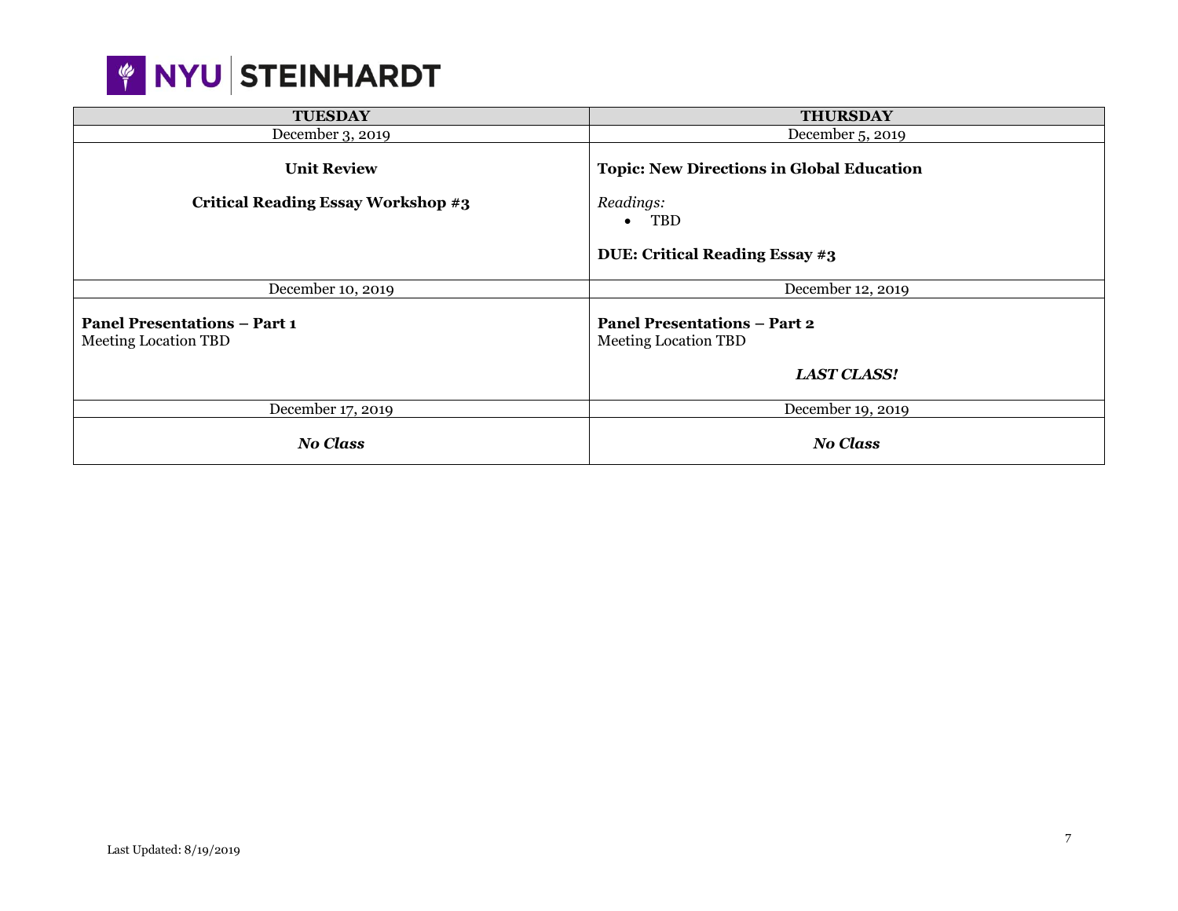| TUESDAY | THURSDAY |
|---|---|
| December 3, 2019 | December 5, 2019 |
| **Unit Review**<br><br>**Critical Reading Essay Workshop #3** | **Topic: New Directions in Global Education**<br><br>*Readings:*<br>• TBD<br><br>**DUE: Critical Reading Essay #3** |
| December 10, 2019 | December 12, 2019 |
| **Panel Presentations – Part 1**<br>Meeting Location TBD | **Panel Presentations – Part 2**<br>Meeting Location TBD<br><br>***LAST CLASS!*** |
| December 17, 2019 | December 19, 2019 |
| ***No Class*** | ***No Class*** |

Last Updated: 8/19/2019